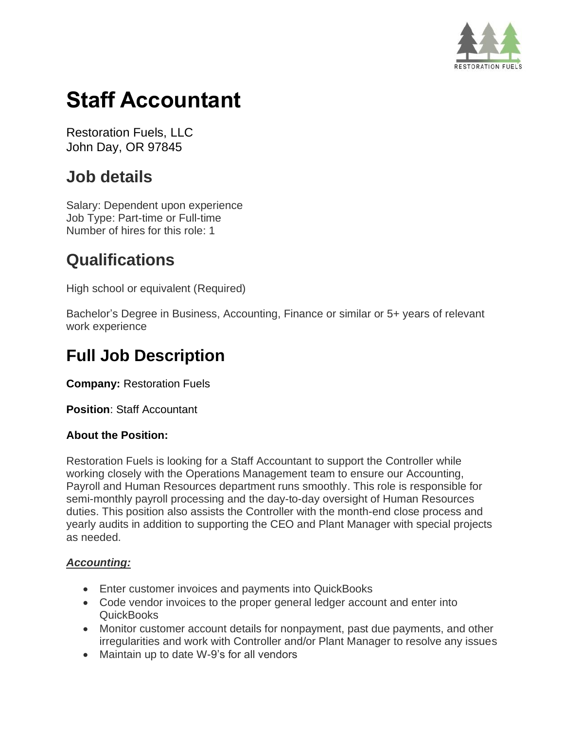# Staff Accountant

Restoration Fuels, LLC
John Day, OR 97845

## Job details

Salary: Dependent upon experience
Job Type: Part-time or Full-time
Number of hires for this role: 1

## Qualifications

High school or equivalent (Required)

Bachelor's Degree in Business, Accounting, Finance or similar or 5+ years of relevant work experience

## Full Job Description

**Company:** Restoration Fuels

**Position**: Staff Accountant

**About the Position:**

Restoration Fuels is looking for a Staff Accountant to support the Controller while working closely with the Operations Management team to ensure our Accounting, Payroll and Human Resources department runs smoothly. This role is responsible for semi-monthly payroll processing and the day-to-day oversight of Human Resources duties. This position also assists the Controller with the month-end close process and yearly audits in addition to supporting the CEO and Plant Manager with special projects as needed.

***Accounting:***

- Enter customer invoices and payments into QuickBooks
- Code vendor invoices to the proper general ledger account and enter into QuickBooks
- Monitor customer account details for nonpayment, past due payments, and other irregularities and work with Controller and/or Plant Manager to resolve any issues
- Maintain up to date W-9's for all vendors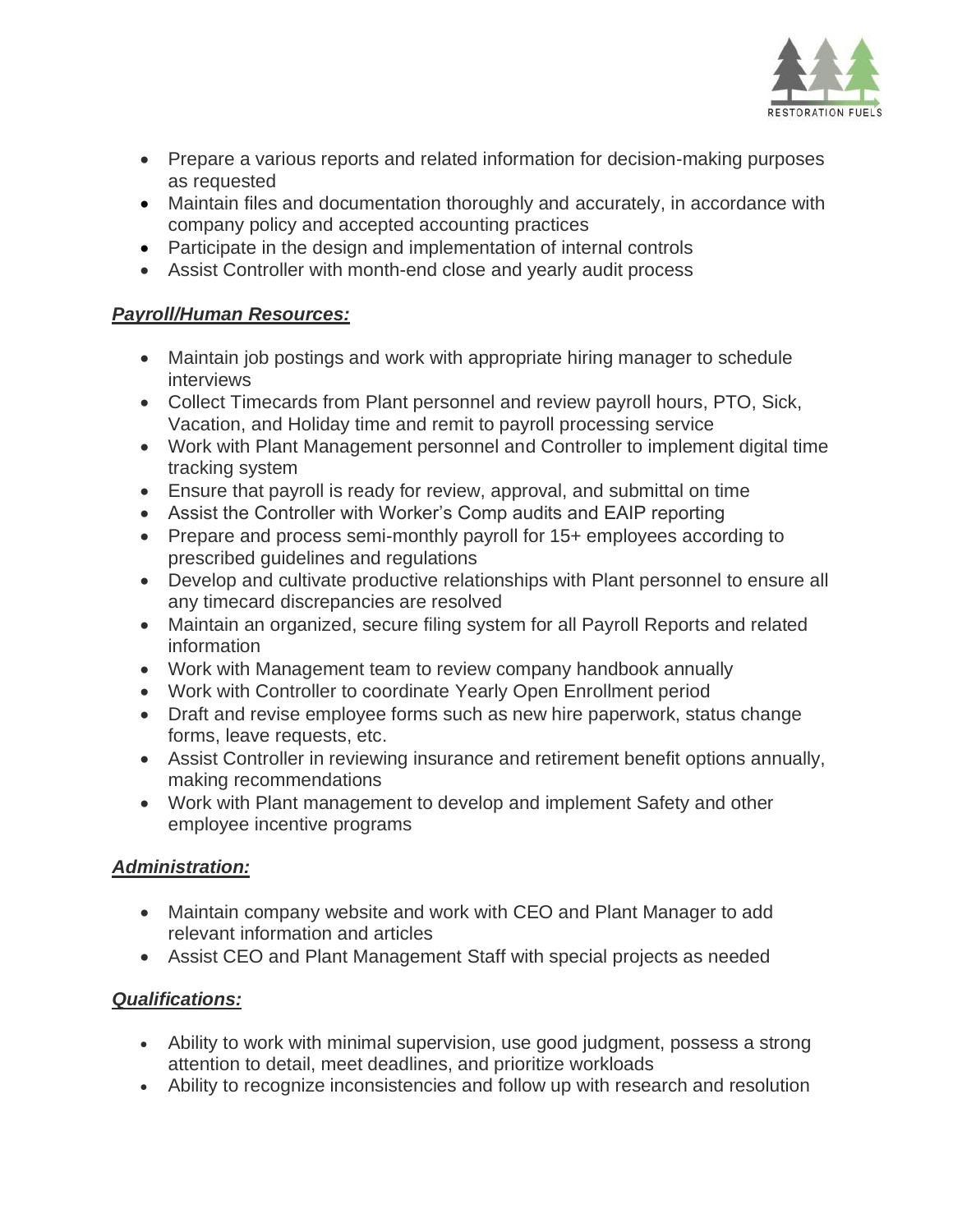- Prepare a various reports and related information for decision-making purposes as requested
- Maintain files and documentation thoroughly and accurately, in accordance with company policy and accepted accounting practices
- Participate in the design and implementation of internal controls
- Assist Controller with month-end close and yearly audit process

***Payroll/Human Resources:***

- Maintain job postings and work with appropriate hiring manager to schedule interviews
- Collect Timecards from Plant personnel and review payroll hours, PTO, Sick, Vacation, and Holiday time and remit to payroll processing service
- Work with Plant Management personnel and Controller to implement digital time tracking system
- Ensure that payroll is ready for review, approval, and submittal on time
- Assist the Controller with Worker's Comp audits and EAIP reporting
- Prepare and process semi-monthly payroll for 15+ employees according to prescribed guidelines and regulations
- Develop and cultivate productive relationships with Plant personnel to ensure all any timecard discrepancies are resolved
- Maintain an organized, secure filing system for all Payroll Reports and related information
- Work with Management team to review company handbook annually
- Work with Controller to coordinate Yearly Open Enrollment period
- Draft and revise employee forms such as new hire paperwork, status change forms, leave requests, etc.
- Assist Controller in reviewing insurance and retirement benefit options annually, making recommendations
- Work with Plant management to develop and implement Safety and other employee incentive programs

***Administration:***

- Maintain company website and work with CEO and Plant Manager to add relevant information and articles
- Assist CEO and Plant Management Staff with special projects as needed

***Qualifications:***

- Ability to work with minimal supervision, use good judgment, possess a strong attention to detail, meet deadlines, and prioritize workloads
- Ability to recognize inconsistencies and follow up with research and resolution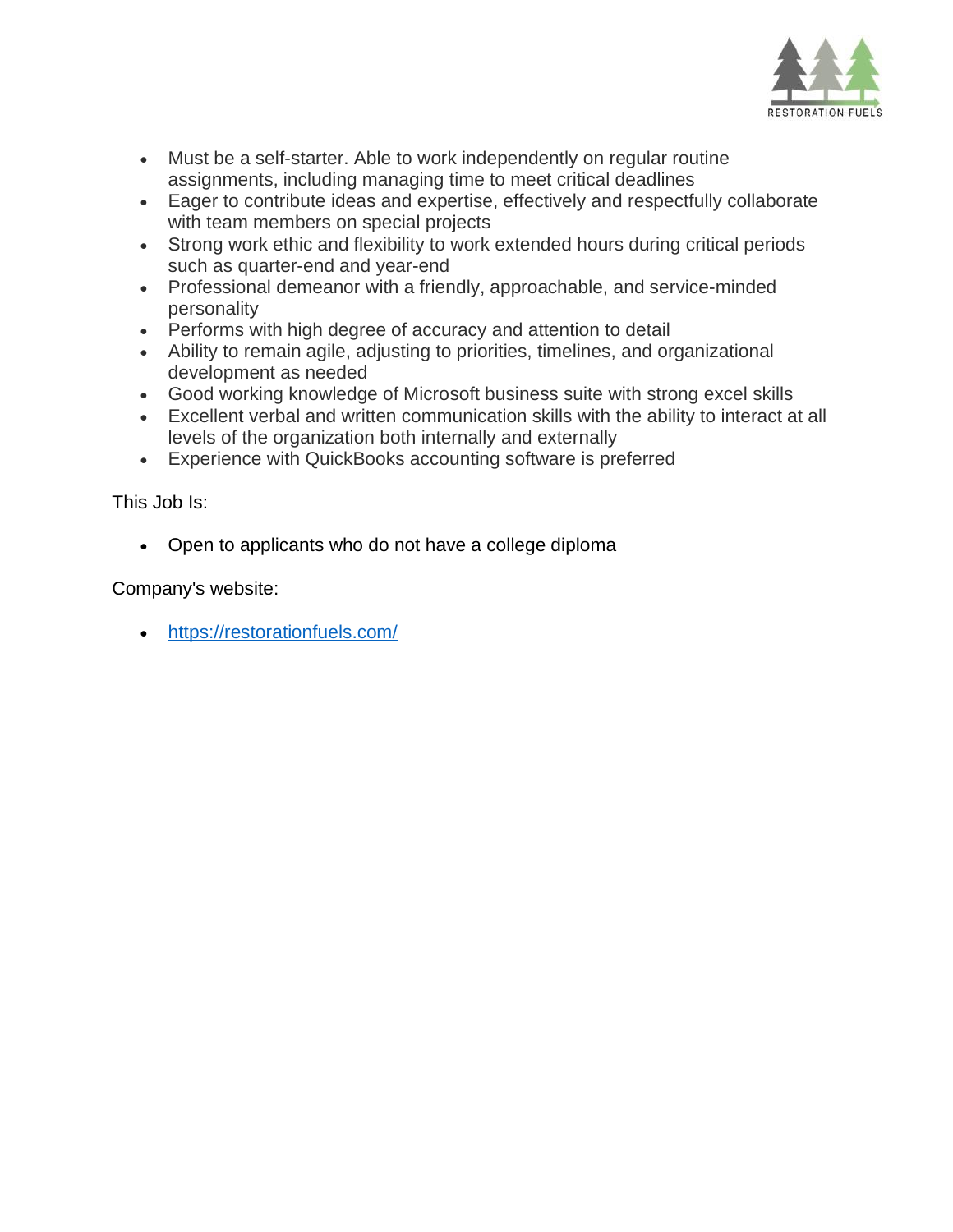- Must be a self-starter. Able to work independently on regular routine assignments, including managing time to meet critical deadlines
- Eager to contribute ideas and expertise, effectively and respectfully collaborate with team members on special projects
- Strong work ethic and flexibility to work extended hours during critical periods such as quarter-end and year-end
- Professional demeanor with a friendly, approachable, and service-minded personality
- Performs with high degree of accuracy and attention to detail
- Ability to remain agile, adjusting to priorities, timelines, and organizational development as needed
- Good working knowledge of Microsoft business suite with strong excel skills
- Excellent verbal and written communication skills with the ability to interact at all levels of the organization both internally and externally
- Experience with QuickBooks accounting software is preferred

This Job Is:

- Open to applicants who do not have a college diploma

Company's website:

- https://restorationfuels.com/